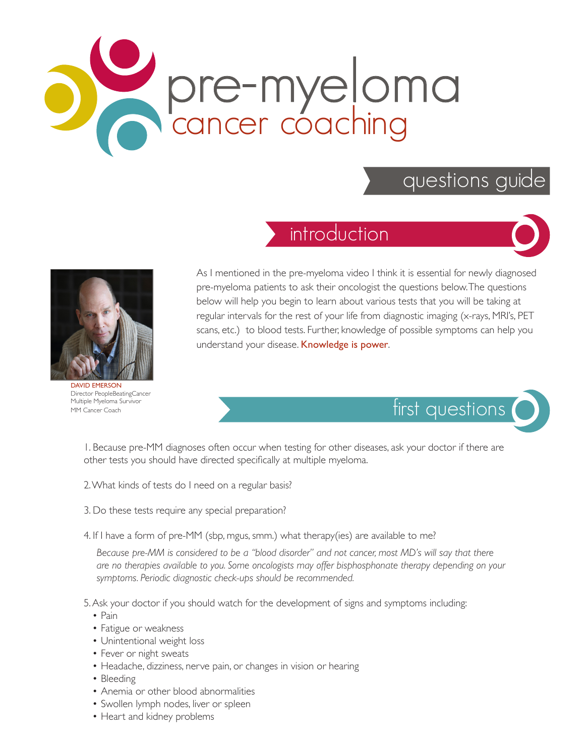# pre-myeloma cancer coaching

## questions guide

### introduction

As I mentioned in the pre-myeloma video I think it is essential for newly diagnosed pre-myeloma patients to ask their oncologist the questions below. The questions below will help you begin to learn about various tests that you will be taking at regular intervals for the rest of your life from diagnostic imaging (x-rays, MRI's, PET scans, etc.) to blood tests. Further, knowledge of possible symptoms can help you understand your disease. **Knowledge is power**.

DAVID EMERSON
Director PeopleBeatingCancer
Multiple Myeloma Survivor
MM Cancer Coach

### first questions

1. Because pre-MM diagnoses often occur when testing for other diseases, ask your doctor if there are other tests you should have directed specifically at multiple myeloma.

2. What kinds of tests do I need on a regular basis?

3. Do these tests require any special preparation?

4. If I have a form of pre-MM (sbp, mgus, smm.) what therapy(ies) are available to me?

   *Because pre-MM is considered to be a "blood disorder" and not cancer, most MD's will say that there are no therapies available to you. Some oncologists may offer bisphosphonate therapy depending on your symptoms. Periodic diagnostic check-ups should be recommended.*

5. Ask your doctor if you should watch for the development of signs and symptoms including:
   - Pain
   - Fatigue or weakness
   - Unintentional weight loss
   - Fever or night sweats
   - Headache, dizziness, nerve pain, or changes in vision or hearing
   - Bleeding
   - Anemia or other blood abnormalities
   - Swollen lymph nodes, liver or spleen
   - Heart and kidney problems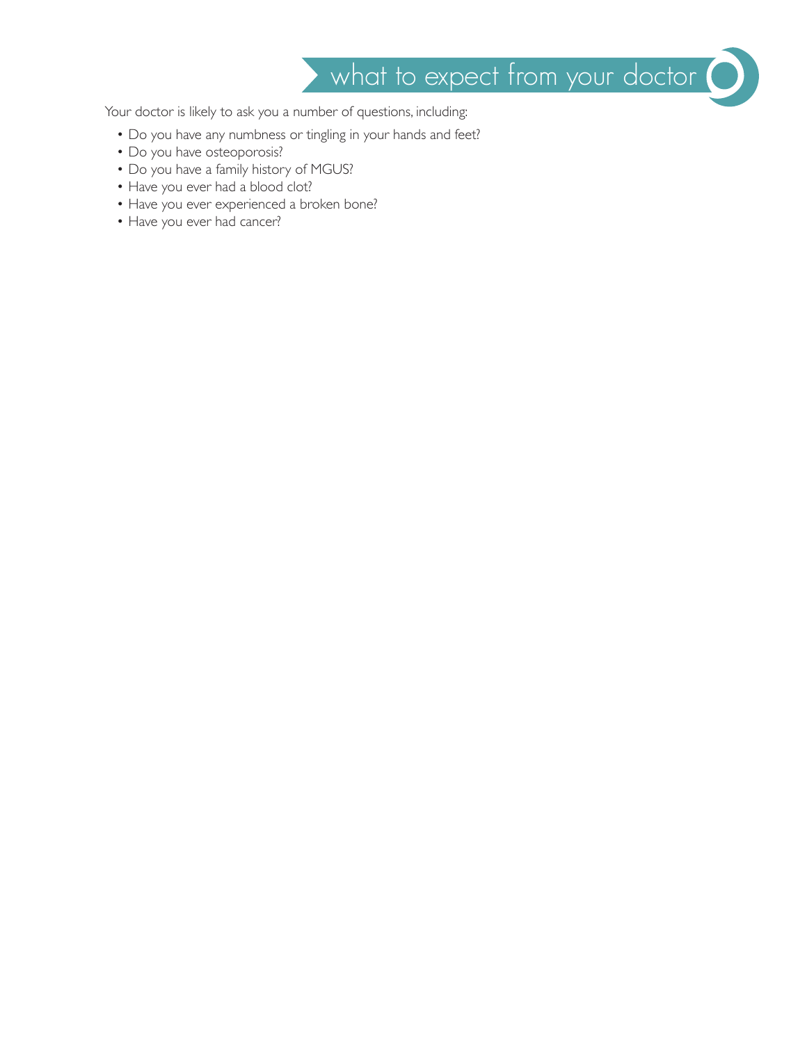## what to expect from your doctor

Your doctor is likely to ask you a number of questions, including:

- Do you have any numbness or tingling in your hands and feet?
- Do you have osteoporosis?
- Do you have a family history of MGUS?
- Have you ever had a blood clot?
- Have you ever experienced a broken bone?
- Have you ever had cancer?